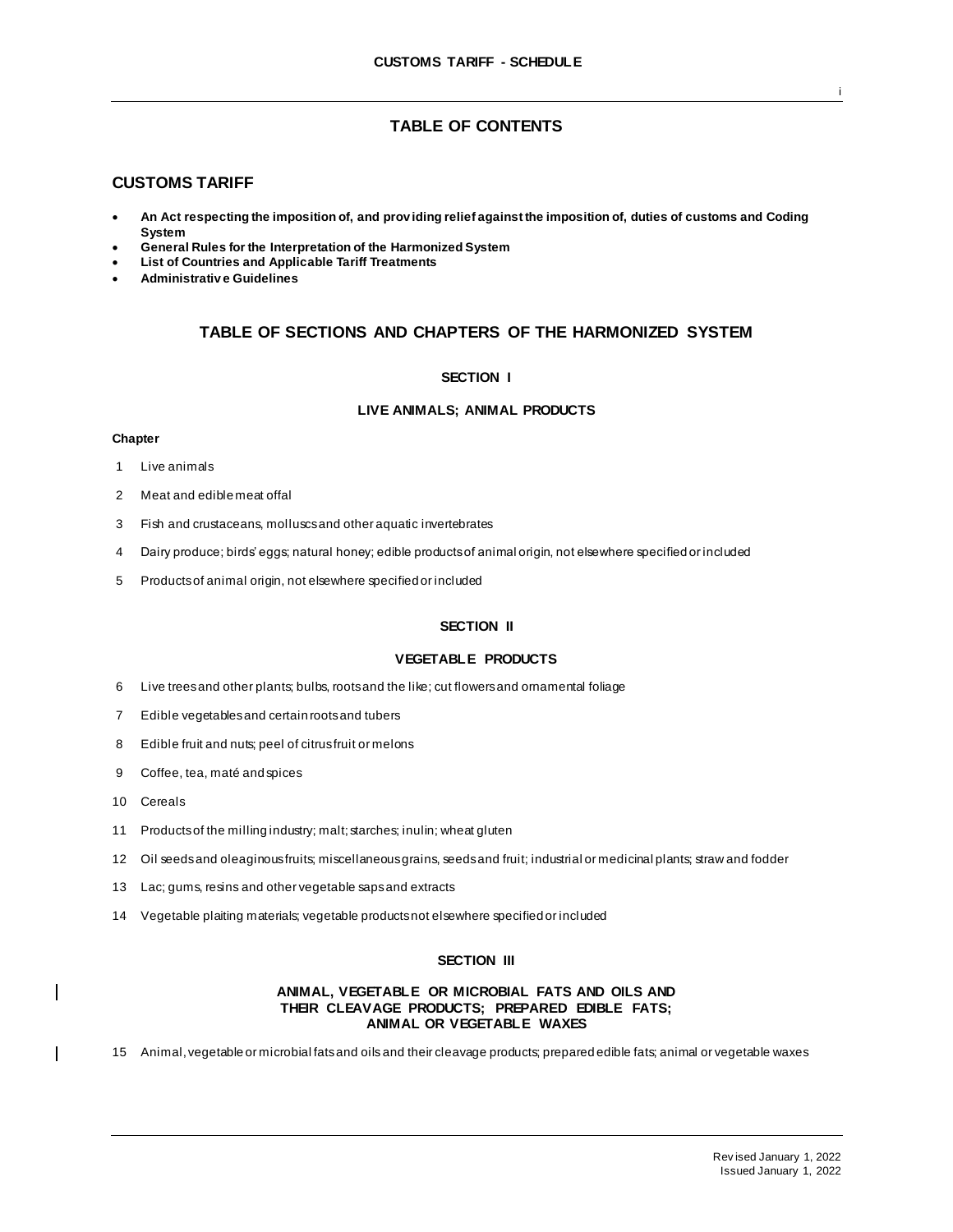# TABLE OF CONTENTS

## CUSTOMS TARIFF

- **An Act respecting the imposition of, and providing relief against the imposition of, duties of customs and Coding System**
- **General Rules for the Interpretation of the Harmonized System**
- **List of Countries and Applicable Tariff Treatments**
- **Administrative Guidelines**

## TABLE OF SECTIONS AND CHAPTERS OF THE HARMONIZED SYSTEM

### SECTION I

### LIVE ANIMALS; ANIMAL PRODUCTS

**Chapter**

1 Live animals

2 Meat and edible meat offal

3 Fish and crustaceans, molluscs and other aquatic invertebrates

4 Dairy produce; birds' eggs; natural honey; edible products of animal origin, not elsewhere specified or included

5 Products of animal origin, not elsewhere specified or included

### SECTION II

### VEGETABLE PRODUCTS

6 Live trees and other plants; bulbs, roots and the like; cut flowers and ornamental foliage

7 Edible vegetables and certain roots and tubers

8 Edible fruit and nuts; peel of citrus fruit or melons

9 Coffee, tea, maté and spices

10 Cereals

11 Products of the milling industry; malt; starches; inulin; wheat gluten

12 Oil seeds and oleaginous fruits; miscellaneous grains, seeds and fruit; industrial or medicinal plants; straw and fodder

13 Lac; gums, resins and other vegetable saps and extracts

14 Vegetable plaiting materials; vegetable products not elsewhere specified or included

### SECTION III

### ANIMAL, VEGETABLE OR MICROBIAL FATS AND OILS AND THEIR CLEAVAGE PRODUCTS; PREPARED EDIBLE FATS; ANIMAL OR VEGETABLE WAXES

15 Animal, vegetable or microbial fats and oils and their cleavage products; prepared edible fats; animal or vegetable waxes

Revised January 1, 2022
Issued January 1, 2022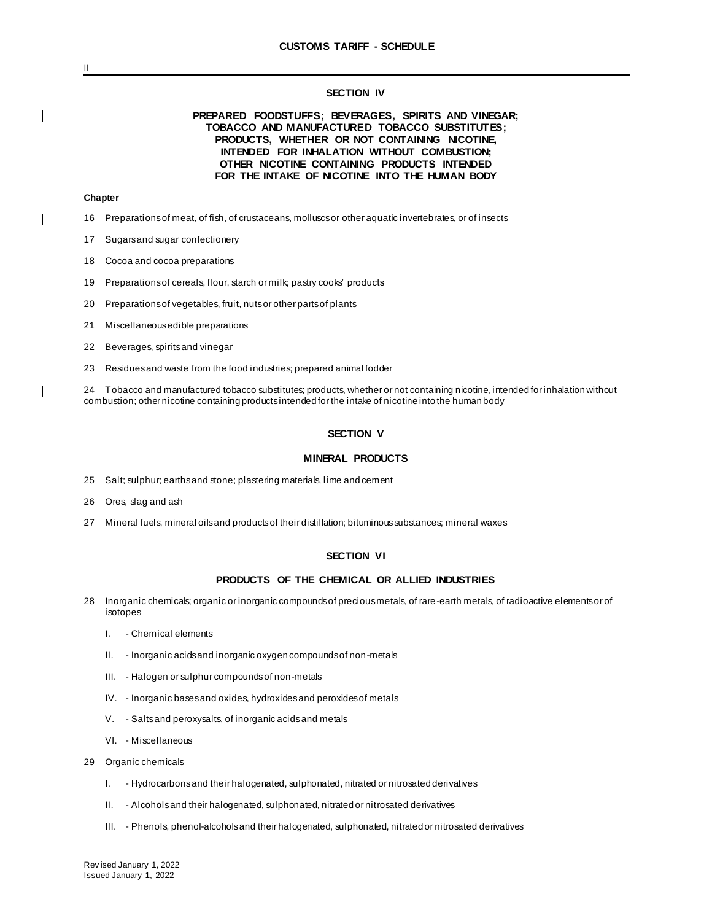## SECTION IV

### PREPARED FOODSTUFFS; BEVERAGES, SPIRITS AND VINEGAR; TOBACCO AND MANUFACTURED TOBACCO SUBSTITUTES; PRODUCTS, WHETHER OR NOT CONTAINING NICOTINE, INTENDED FOR INHALATION WITHOUT COMBUSTION; OTHER NICOTINE CONTAINING PRODUCTS INTENDED FOR THE INTAKE OF NICOTINE INTO THE HUMAN BODY

**Chapter**

16 Preparations of meat, of fish, of crustaceans, molluscs or other aquatic invertebrates, or of insects

17 Sugars and sugar confectionery

18 Cocoa and cocoa preparations

19 Preparations of cereals, flour, starch or milk; pastry cooks' products

20 Preparations of vegetables, fruit, nuts or other parts of plants

21 Miscellaneous edible preparations

22 Beverages, spirits and vinegar

23 Residues and waste from the food industries; prepared animal fodder

24 Tobacco and manufactured tobacco substitutes; products, whether or not containing nicotine, intended for inhalation without combustion; other nicotine containing products intended for the intake of nicotine into the human body

## SECTION V

### MINERAL PRODUCTS

25 Salt; sulphur; earths and stone; plastering materials, lime and cement

26 Ores, slag and ash

27 Mineral fuels, mineral oils and products of their distillation; bituminous substances; mineral waxes

## SECTION VI

### PRODUCTS OF THE CHEMICAL OR ALLIED INDUSTRIES

28 Inorganic chemicals; organic or inorganic compounds of precious metals, of rare-earth metals, of radioactive elements or of isotopes

- I. - Chemical elements
- II. - Inorganic acids and inorganic oxygen compounds of non-metals
- III. - Halogen or sulphur compounds of non-metals
- IV. - Inorganic bases and oxides, hydroxides and peroxides of metals
- V. - Salts and peroxysalts, of inorganic acids and metals
- VI. - Miscellaneous

29 Organic chemicals

- I. - Hydrocarbons and their halogenated, sulphonated, nitrated or nitrosated derivatives
- II. - Alcohols and their halogenated, sulphonated, nitrated or nitrosated derivatives
- III. - Phenols, phenol-alcohols and their halogenated, sulphonated, nitrated or nitrosated derivatives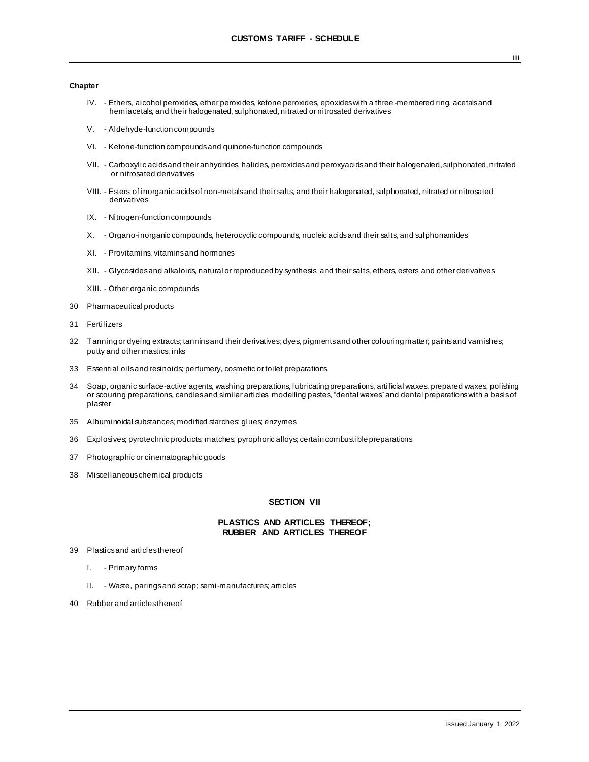**Chapter**

- IV. - Ethers, alcohol peroxides, ether peroxides, ketone peroxides, epoxides with a three-membered ring, acetals and hemiacetals, and their halogenated, sulphonated, nitrated or nitrosated derivatives
- V. - Aldehyde-function compounds
- VI. - Ketone-function compounds and quinone-function compounds
- VII. - Carboxylic acids and their anhydrides, halides, peroxides and peroxyacids and their halogenated, sulphonated, nitrated or nitrosated derivatives
- VIII. - Esters of inorganic acids of non-metals and their salts, and their halogenated, sulphonated, nitrated or nitrosated derivatives
- IX. - Nitrogen-function compounds
- X. - Organo-inorganic compounds, heterocyclic compounds, nucleic acids and their salts, and sulphonamides
- XI. - Provitamins, vitamins and hormones
- XII. - Glycosides and alkaloids, natural or reproduced by synthesis, and their salts, ethers, esters and other derivatives
- XIII. - Other organic compounds

30 Pharmaceutical products

31 Fertilizers

32 Tanning or dyeing extracts; tannins and their derivatives; dyes, pigments and other colouring matter; paints and varnishes; putty and other mastics; inks

33 Essential oils and resinoids; perfumery, cosmetic or toilet preparations

34 Soap, organic surface-active agents, washing preparations, lubricating preparations, artificial waxes, prepared waxes, polishing or scouring preparations, candles and similar articles, modelling pastes, "dental waxes" and dental preparations with a basis of plaster

35 Albuminoidal substances; modified starches; glues; enzymes

36 Explosives; pyrotechnic products; matches; pyrophoric alloys; certain combustible preparations

37 Photographic or cinematographic goods

38 Miscellaneous chemical products

## SECTION VII

## PLASTICS AND ARTICLES THEREOF; RUBBER AND ARTICLES THEREOF

39 Plastics and articles thereof

- I. - Primary forms
- II. - Waste, parings and scrap; semi-manufactures; articles

40 Rubber and articles thereof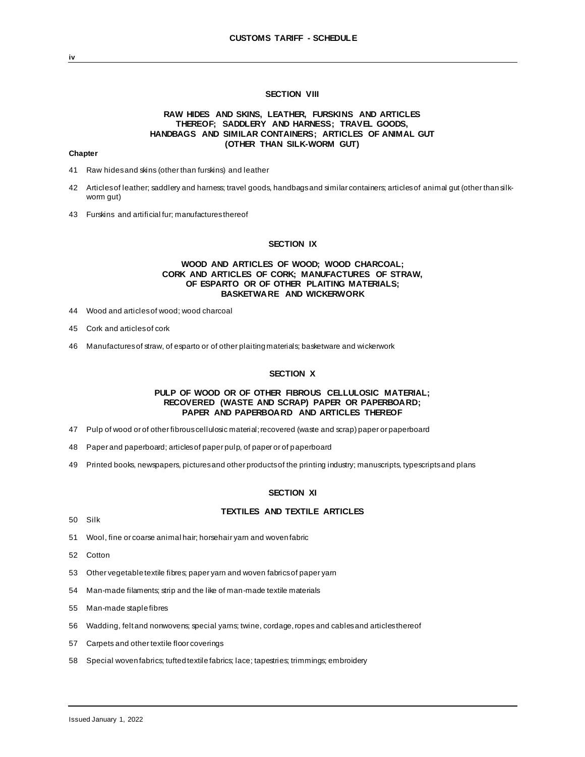## SECTION VIII

### RAW HIDES AND SKINS, LEATHER, FURSKINS AND ARTICLES THEREOF; SADDLERY AND HARNESS; TRAVEL GOODS, HANDBAGS AND SIMILAR CONTAINERS; ARTICLES OF ANIMAL GUT (OTHER THAN SILK-WORM GUT)

**Chapter**

41 Raw hides and skins (other than furskins) and leather

42 Articles of leather; saddlery and harness; travel goods, handbags and similar containers; articles of animal gut (other than silk-worm gut)

43 Furskins and artificial fur; manufactures thereof

## SECTION IX

### WOOD AND ARTICLES OF WOOD; WOOD CHARCOAL; CORK AND ARTICLES OF CORK; MANUFACTURES OF STRAW, OF ESPARTO OR OF OTHER PLAITING MATERIALS; BASKETWARE AND WICKERWORK

44 Wood and articles of wood; wood charcoal

45 Cork and articles of cork

46 Manufactures of straw, of esparto or of other plaiting materials; basketware and wickerwork

## SECTION X

### PULP OF WOOD OR OF OTHER FIBROUS CELLULOSIC MATERIAL; RECOVERED (WASTE AND SCRAP) PAPER OR PAPERBOARD; PAPER AND PAPERBOARD AND ARTICLES THEREOF

47 Pulp of wood or of other fibrous cellulosic material; recovered (waste and scrap) paper or paperboard

48 Paper and paperboard; articles of paper pulp, of paper or of paperboard

49 Printed books, newspapers, pictures and other products of the printing industry; manuscripts, typescripts and plans

## SECTION XI

### TEXTILES AND TEXTILE ARTICLES

50 Silk

51 Wool, fine or coarse animal hair; horsehair yarn and woven fabric

52 Cotton

53 Other vegetable textile fibres; paper yarn and woven fabrics of paper yarn

54 Man-made filaments; strip and the like of man-made textile materials

55 Man-made staple fibres

56 Wadding, felt and nonwovens; special yarns; twine, cordage, ropes and cables and articles thereof

57 Carpets and other textile floor coverings

58 Special woven fabrics; tufted textile fabrics; lace; tapestries; trimmings; embroidery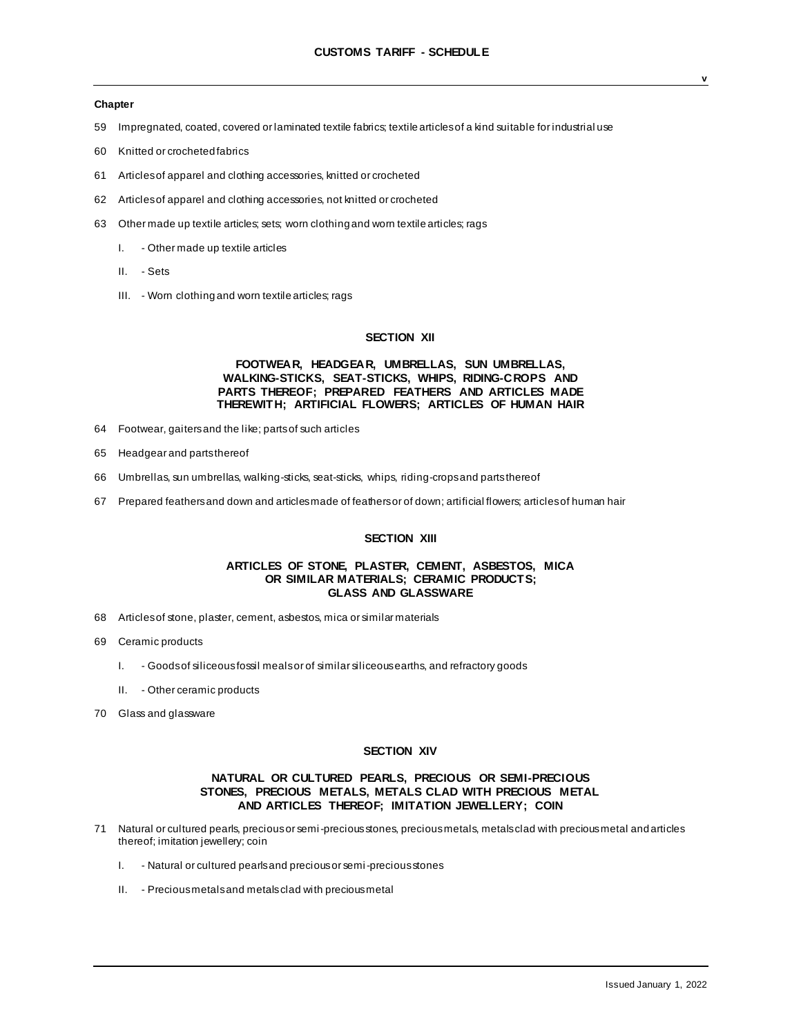**Chapter**

59 Impregnated, coated, covered or laminated textile fabrics; textile articles of a kind suitable for industrial use

60 Knitted or crocheted fabrics

61 Articles of apparel and clothing accessories, knitted or crocheted

62 Articles of apparel and clothing accessories, not knitted or crocheted

63 Other made up textile articles; sets; worn clothing and worn textile articles; rags

- I. - Other made up textile articles
- II. - Sets
- III. - Worn clothing and worn textile articles; rags

## SECTION XII

### FOOTWEAR, HEADGEAR, UMBRELLAS, SUN UMBRELLAS, WALKING-STICKS, SEAT-STICKS, WHIPS, RIDING-CROPS AND PARTS THEREOF; PREPARED FEATHERS AND ARTICLES MADE THEREWITH; ARTIFICIAL FLOWERS; ARTICLES OF HUMAN HAIR

64 Footwear, gaiters and the like; parts of such articles

65 Headgear and parts thereof

66 Umbrellas, sun umbrellas, walking-sticks, seat-sticks, whips, riding-crops and parts thereof

67 Prepared feathers and down and articles made of feathers or of down; artificial flowers; articles of human hair

## SECTION XIII

### ARTICLES OF STONE, PLASTER, CEMENT, ASBESTOS, MICA OR SIMILAR MATERIALS; CERAMIC PRODUCTS; GLASS AND GLASSWARE

68 Articles of stone, plaster, cement, asbestos, mica or similar materials

69 Ceramic products

- I. - Goods of siliceous fossil meals or of similar siliceous earths, and refractory goods
- II. - Other ceramic products

70 Glass and glassware

## SECTION XIV

### NATURAL OR CULTURED PEARLS, PRECIOUS OR SEMI-PRECIOUS STONES, PRECIOUS METALS, METALS CLAD WITH PRECIOUS METAL AND ARTICLES THEREOF; IMITATION JEWELLERY; COIN

71 Natural or cultured pearls, precious or semi-precious stones, precious metals, metals clad with precious metal and articles thereof; imitation jewellery; coin

- I. - Natural or cultured pearls and precious or semi-precious stones
- II. - Precious metals and metals clad with precious metal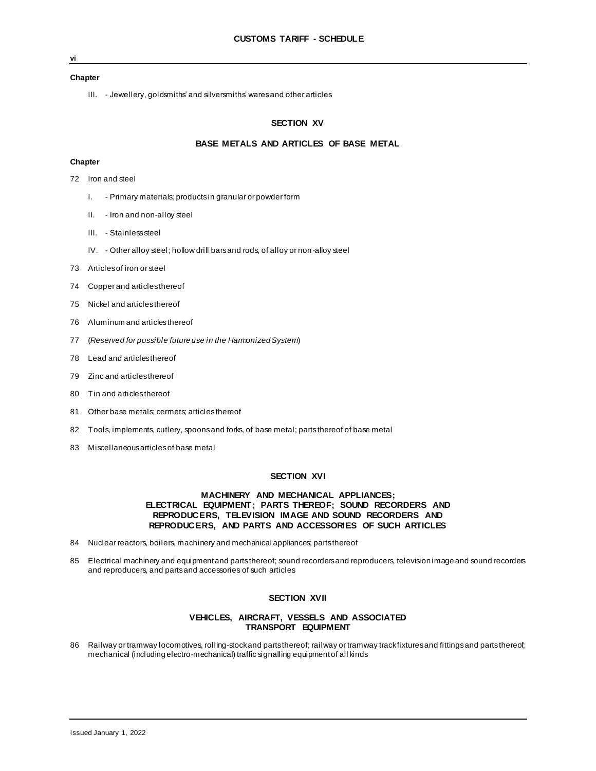**Chapter**

III. - Jewellery, goldsmiths' and silversmiths' wares and other articles

## SECTION XV

## BASE METALS AND ARTICLES OF BASE METAL

**Chapter**

72 Iron and steel

- I. - Primary materials; products in granular or powder form
- II. - Iron and non-alloy steel
- III. - Stainless steel
- IV. - Other alloy steel; hollow drill bars and rods, of alloy or non-alloy steel

73 Articles of iron or steel

74 Copper and articles thereof

75 Nickel and articles thereof

76 Aluminum and articles thereof

77 (*Reserved for possible future use in the Harmonized System*)

78 Lead and articles thereof

79 Zinc and articles thereof

80 Tin and articles thereof

81 Other base metals; cermets; articles thereof

82 Tools, implements, cutlery, spoons and forks, of base metal; parts thereof of base metal

83 Miscellaneous articles of base metal

## SECTION XVI

## MACHINERY AND MECHANICAL APPLIANCES; ELECTRICAL EQUIPMENT; PARTS THEREOF; SOUND RECORDERS AND REPRODUCERS, TELEVISION IMAGE AND SOUND RECORDERS AND REPRODUCERS, AND PARTS AND ACCESSORIES OF SUCH ARTICLES

84 Nuclear reactors, boilers, machinery and mechanical appliances; parts thereof

85 Electrical machinery and equipment and parts thereof; sound recorders and reproducers, television image and sound recorders and reproducers, and parts and accessories of such articles

## SECTION XVII

## VEHICLES, AIRCRAFT, VESSELS AND ASSOCIATED TRANSPORT EQUIPMENT

86 Railway or tramway locomotives, rolling-stock and parts thereof; railway or tramway track fixtures and fittings and parts thereof; mechanical (including electro-mechanical) traffic signalling equipment of all kinds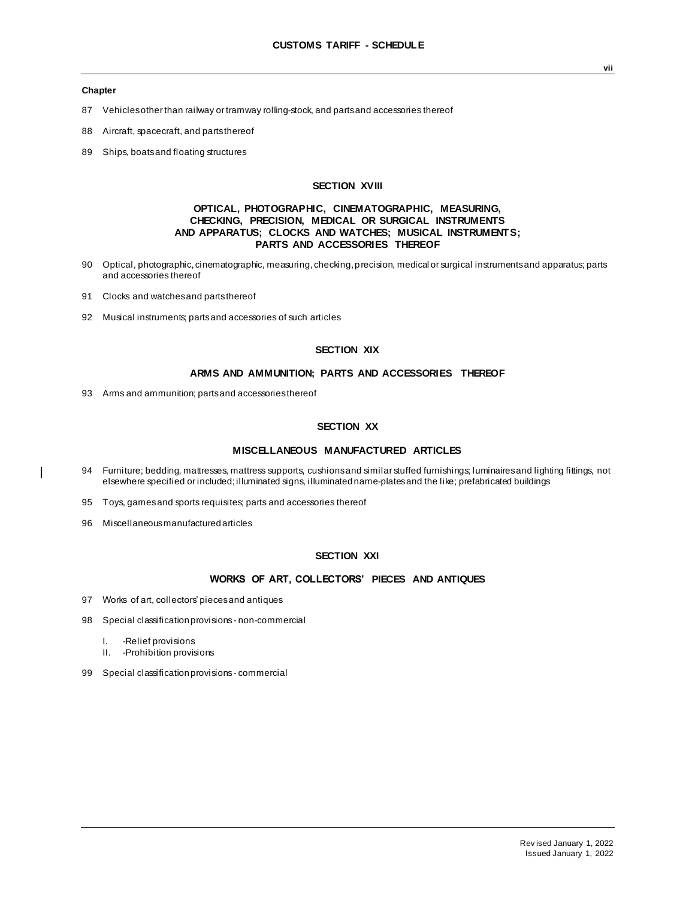**Chapter**

87 Vehicles other than railway or tramway rolling-stock, and parts and accessories thereof

88 Aircraft, spacecraft, and parts thereof

89 Ships, boats and floating structures

## SECTION XVIII

### OPTICAL, PHOTOGRAPHIC, CINEMATOGRAPHIC, MEASURING, CHECKING, PRECISION, MEDICAL OR SURGICAL INSTRUMENTS AND APPARATUS; CLOCKS AND WATCHES; MUSICAL INSTRUMENTS; PARTS AND ACCESSORIES THEREOF

90 Optical, photographic, cinematographic, measuring, checking, precision, medical or surgical instruments and apparatus; parts and accessories thereof

91 Clocks and watches and parts thereof

92 Musical instruments; parts and accessories of such articles

## SECTION XIX

### ARMS AND AMMUNITION; PARTS AND ACCESSORIES THEREOF

93 Arms and ammunition; parts and accessories thereof

## SECTION XX

### MISCELLANEOUS MANUFACTURED ARTICLES

94 Furniture; bedding, mattresses, mattress supports, cushions and similar stuffed furnishings; luminaires and lighting fittings, not elsewhere specified or included; illuminated signs, illuminated name-plates and the like; prefabricated buildings

95 Toys, games and sports requisites; parts and accessories thereof

96 Miscellaneous manufactured articles

## SECTION XXI

### WORKS OF ART, COLLECTORS' PIECES AND ANTIQUES

97 Works of art, collectors' pieces and antiques

98 Special classification provisions - non-commercial

- I. -Relief provisions
- II. -Prohibition provisions

99 Special classification provisions - commercial

Revised January 1, 2022
Issued January 1, 2022